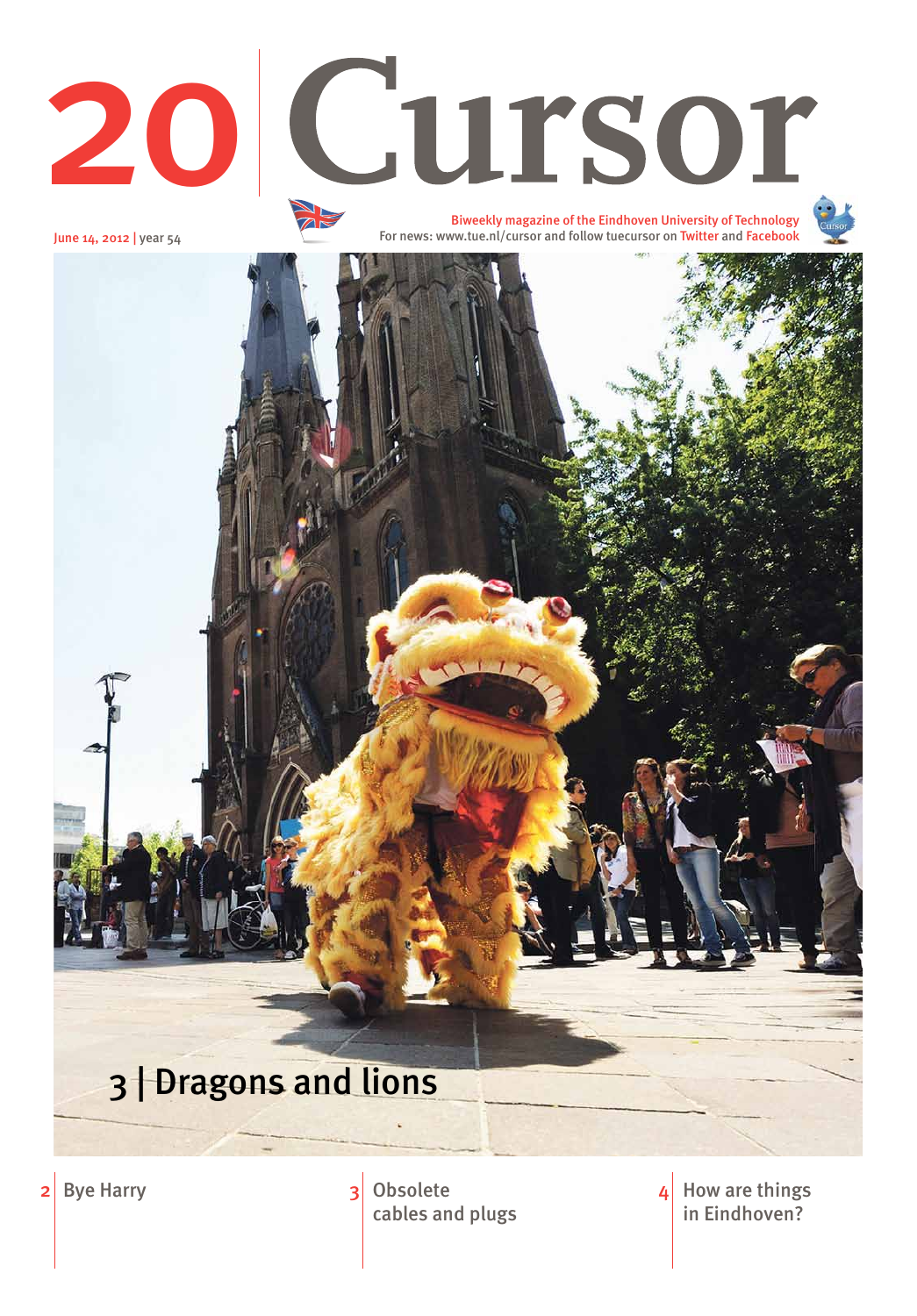# 20 Cursor

June 14, 2012 | year 54

Biweekly magazine of the Eindhoven University of Technology
For news: www.tue.nl/cursor and follow tuecursor on Twitter and Facebook

## 3 | Dragons and lions

2 Bye Harry

3 Obsolete cables and plugs

4 How are things in Eindhoven?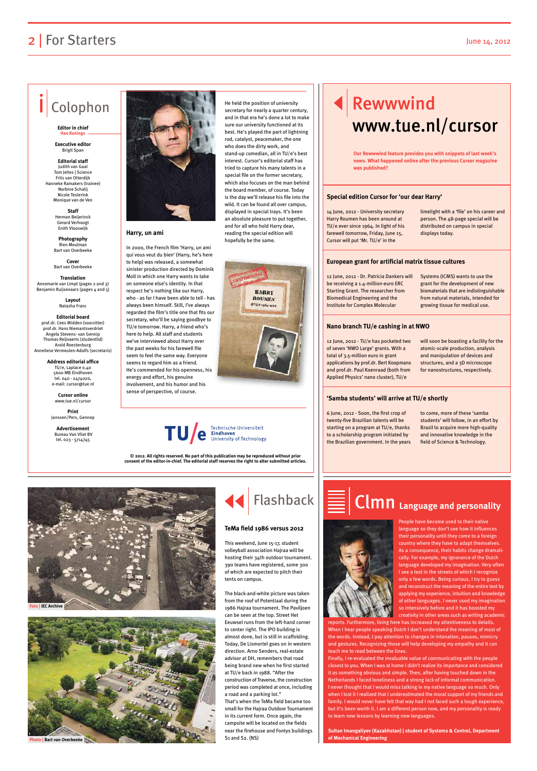# Colophon

**Editor in chief**
Han Konings

**Executive editor**
Brigit Span

**Editorial staff**
Judith van Gaal
Tom Jeltes | Science
Frits van Otterdijk
Hanneke Ramakers (trainee)
Norbine Schalij
Nicole Testerink
Monique van de Ven

**Staff**
Herman Beijerinck
Gerard Verhoogt
Enith Vlooswijk

**Photography**
Rien Meulman
Bart van Overbeeke

**Cover**
Bart van Overbeeke

**Translation**
Annemarie van Limpt (pages 2 and 3)
Benjamin Ruijsenaars (pages 4 and 5)

**Layout**
Natasha Franc

**Editorial board**
prof.dr. Cees Midden (voorzitter)
prof.dr. Hans Niemantsverdriet
Angela Stevens- van Gennip
Thomas Reijnaerts (studentlid)
Arold Roestenburg
Anneliese Vermeulen-Adolfs (secretaris)

**Address editorial office**
TU/e, Laplace 0.40
5600 MB Eindhoven
tel. 040 - 2474020,
e-mail: cursor@tue.nl

**Cursor online**
www.tue.nl/cursor

**Print**
Janssen/Pers, Gennep

**Advertisement**
Bureau Van Vliet BV
tel. 023 - 5714745

## Harry, un ami

In 2000, the French film 'Harry, un ami qui vous veut du bien' (Harry, he's here to help) was released, a somewhat sinister production directed by Dominik Moll in which one Harry wants to take on someone else's identity. In that respect he's nothing like our Harry, who - as far I have been able to tell - has always been himself. Still, I've always regarded the film's title one that fits our secretary, who'll be saying goodbye to TU/e tomorrow. Harry, a friend who's here to help. All staff and students we've interviewed about Harry over the past weeks for his farewell file seem to feel the same way. Everyone seems to regard him as a friend. He's commended for his openness, his energy and effort, his genuine involvement, and his humor and his sense of perspective, of course.

He held the position of university secretary for nearly a quarter century, and in that area he's done a lot to make sure our university functioned at its best. He's played the part of lightning rod, catalyst, peacemaker, the one who does the dirty work, and stand-up comedian, all in TU/e's best interest. Cursor's editorial staff has tried to capture his many talents in a special file on the former secretary, which also focuses on the man behind the board member, of course. Today is the day we'll release his file into the wild. It can be found all over campus, displayed in special trays. It's been an absolute pleasure to put together, and for all who hold Harry dear, reading the special edition will hopefully be the same.

TU/e Technische Universiteit Eindhoven University of Technology

© 2012. All rights reserved. No part of this publication may be reproduced without prior consent of the editor-in-chief. The editorial staff reserves the right to alter submitted articles.

# Rewwwind www.tue.nl/cursor

**Our Rewwwind feature provides you with snippets of last week's news. What happened online after the previous Cursor magazine was published?**

### Special edition Cursor for 'our dear Harry'

14 June, 2012 - University secretary Harry Roumen has been around at TU/e ever since 1964. In light of his farewell tomorrow, Friday, June 15, Cursor will put 'Mr. TU/e' in the limelight with a 'file' on his career and person. The 48-page special will be distributed on campus in special displays today.

### European grant for artificial matrix tissue cultures

12 June, 2012 - Dr. Patricia Dankers will be receiving a 1.4-million-euro ERC Starting Grant. The researcher from Biomedical Engineering and the Institute for Complex Molecular Systems (ICMS) wants to use the grant for the development of new biomaterials that are indistinguishable from natural materials, intended for growing tissue for medical use.

### Nano branch TU/e cashing in at NWO

12 June, 2012 - TU/e has pocketed two of seven 'NWO Large' grants. With a total of 3.5-million euro in grant applications by prof.dr. Bert Koopmans and prof.dr. Paul Koenraad (both from Applied Physics' nano cluster), TU/e will soon be boasting a facility for the atomic-scale production, analysis and manipulation of devices and structures, and a 3D microscope for nanostructures, respectively.

### 'Samba students' will arrive at TU/e shortly

6 June, 2012 - Soon, the first crop of twenty-five Brazilian talents will be starting on a program at TU/e, thanks to a scholarship program initiated by the Brazilian government. In the years to come, more of these 'samba students' will follow, in an effort by Brazil to acquire more high-quality and innovative knowledge in the field of Science & Technology.

Foto | IEC Archive

Photo | Bart van Overbeeke

# Flashback

### TeMa field 1986 versus 2012

This weekend, June 15-17, student volleyball association Hajraa will be hosting their 34th outdoor tournament. 390 teams have registered, some 300 of which are expected to pitch their tents on campus.

The black-and-white picture was taken from the roof of Potentiaal during the 1986 Hajraa tournament. The Paviljoen can be seen at the top. Street Het Eeuwsel runs from the left-hand corner to center right. The IPO building is almost done, but is still in scaffolding. Today, De Lismortel goes on in western direction. Arno Senders, real-estate advisor at DH, remembers that road being brand new when he first started at TU/e back in 1988. "After the construction of Traverse, the construction period was completed at once, including a road and a parking lot."
That's when the TeMa field became too small for the Hajraa Outdoor Tournament in its current form. Once again, the campsite will be located on the fields near the firehouse and Fontys buildings S1 and S2. (NS)

# Clmn Language and personality

People have become used to their native language so they don't see how it influences their personality until they come to a foreign country where they have to adapt themselves. As a consequence, their habits change dramatically. For example, my ignorance of the Dutch language developed my imagination. Very often I see a text in the streets of which I recognize only a few words. Being curious, I try to guess and reconstruct the meaning of the entire text by applying my experience, intuition and knowledge of other languages. I never used my imagination so intensively before and it has boosted my creativity in other areas such as writing academic reports. Furthermore, living here has increased my attentiveness to details. When I hear people speaking Dutch I don't understand the meaning of most of the words. Instead, I pay attention to changes in intonation, pauses, mimicry and gestures. Recognizing those will help developing my empathy and it can teach me to read between the lines.
Finally, I re-evaluated the invaluable value of communicating with the people closest to you. When I was at home I didn't realize its importance and considered it as something obvious and simple. Then, after having touched down in the Netherlands I faced loneliness and a strong lack of informal communication. I never thought that I would miss talking in my native language so much. Only when I lost it I realized that I underestimated the moral support of my friends and family. I would never have felt that way had I not faced such a tough experience, but it's been worth it. I am a different person now, and my personality is ready to learn new lessons by learning new languages.

**Sultan Imangaliyev (Kazakhstan) | student of Systems & Control, Department of Mechanical Engineering**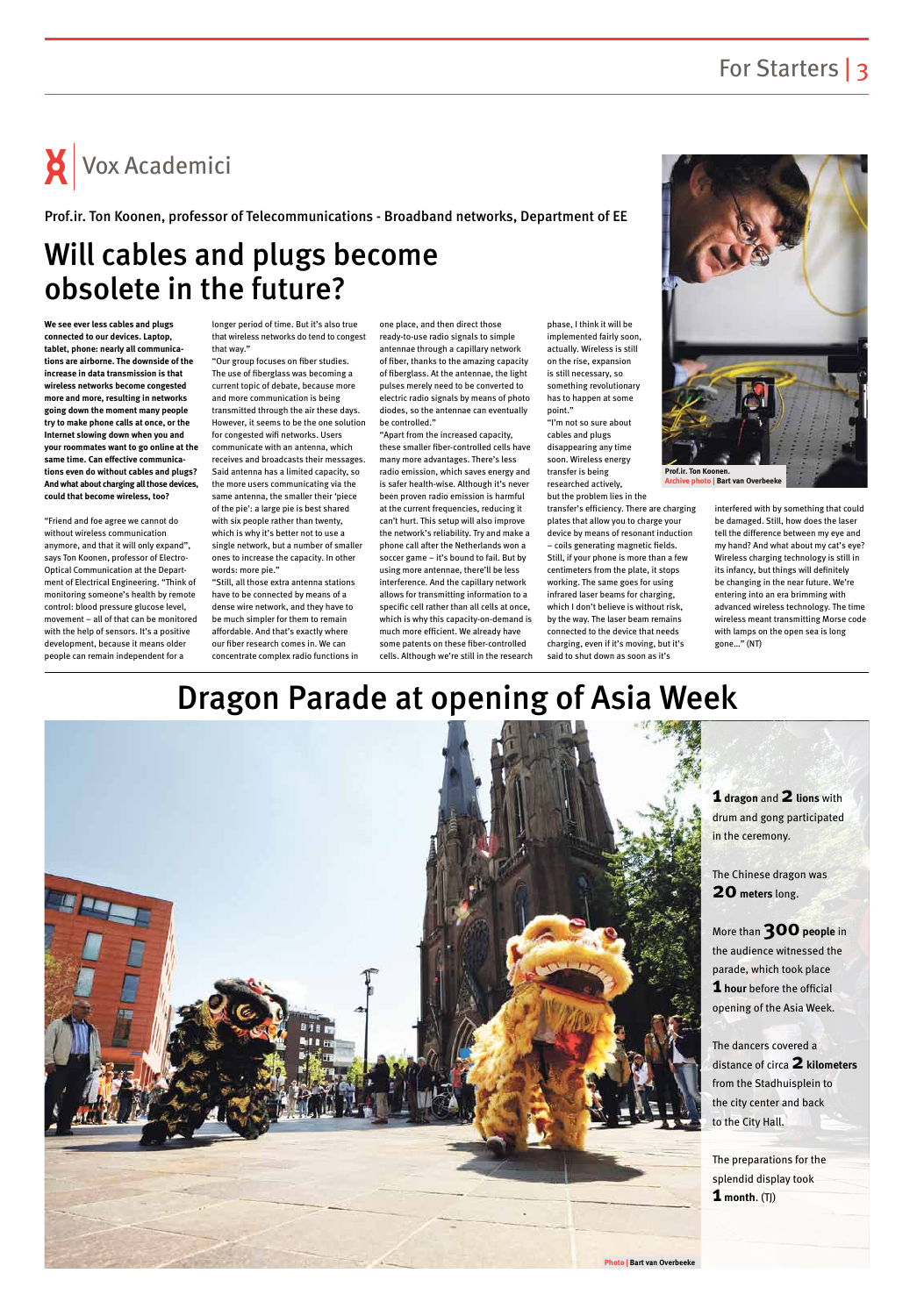## Vox Academici

Prof.ir. Ton Koonen, professor of Telecommunications - Broadband networks, Department of EE

# Will cables and plugs become obsolete in the future?

**We see ever less cables and plugs connected to our devices. Laptop, tablet, phone: nearly all communications are airborne. The downside of the increase in data transmission is that wireless networks become congested more and more, resulting in networks going down the moment many people try to make phone calls at once, or the Internet slowing down when you and your roommates want to go online at the same time. Can effective communications even do without cables and plugs? And what about charging all those devices, could that become wireless, too?**

"Friend and foe agree we cannot do without wireless communication anymore, and that it will only expand", says Ton Koonen, professor of Electro-Optical Communication at the Department of Electrical Engineering. "Think of monitoring someone's health by remote control: blood pressure glucose level, movement – all of that can be monitored with the help of sensors. It's a positive development, because it means older people can remain independent for a longer period of time. But it's also true that wireless networks do tend to congest that way."

"Our group focuses on fiber studies. The use of fiberglass was becoming a current topic of debate, because more and more communication is being transmitted through the air these days. However, it seems to be the one solution for congested wifi networks. Users communicate with an antenna, which receives and broadcasts their messages. Said antenna has a limited capacity, so the more users communicating via the same antenna, the smaller their 'piece of the pie': a large pie is best shared with six people rather than twenty, which is why it's better not to use a single network, but a number of smaller ones to increase the capacity. In other words: more pie."

"Still, all those extra antenna stations have to be connected by means of a dense wire network, and they have to be much simpler for them to remain affordable. And that's exactly where our fiber research comes in. We can concentrate complex radio functions in one place, and then direct those ready-to-use radio signals to simple antennae through a capillary network of fiber, thanks to the amazing capacity of fiberglass. At the antennae, the light pulses merely need to be converted to electric radio signals by means of photo diodes, so the antennae can eventually be controlled."

"Apart from the increased capacity, these smaller fiber-controlled cells have many more advantages. There's less radio emission, which saves energy and is safer health-wise. Although it's never been proven radio emission is harmful at the current frequencies, reducing it can't hurt. This setup will also improve the network's reliability. Try and make a phone call after the Netherlands won a soccer game – it's bound to fail. But by using more antennae, there'll be less interference. And the capillary network allows for transmitting information to a specific cell rather than all cells at once, which is why this capacity-on-demand is much more efficient. We already have some patents on these fiber-controlled cells. Although we're still in the research phase, I think it will be implemented fairly soon, actually. Wireless is still on the rise, expansion is still necessary, so something revolutionary has to happen at some point."

"I'm not so sure about cables and plugs disappearing any time soon. Wireless energy transfer is being researched actively, but the problem lies in the transfer's efficiency. There are charging plates that allow you to charge your device by means of resonant induction – coils generating magnetic fields. Still, if your phone is more than a few centimeters from the plate, it stops working. The same goes for using infrared laser beams for charging, which I don't believe is without risk, by the way. The laser beam remains connected to the device that needs charging, even if it's moving, but it's said to shut down as soon as it's interfered with by something that could be damaged. Still, how does the laser tell the difference between my eye and my hand? And what about my cat's eye? Wireless charging technology is still in its infancy, but things will definitely be changing in the near future. We're entering into an era brimming with advanced wireless technology. The time wireless meant transmitting Morse code with lamps on the open sea is long gone…" (NT)

**Prof.ir. Ton Koonen.**
Archive photo | **Bart van Overbeeke**

# Dragon Parade at opening of Asia Week

**1 dragon** and **2 lions** with drum and gong participated in the ceremony.

The Chinese dragon was **20 meters** long.

More than **300 people** in the audience witnessed the parade, which took place **1 hour** before the official opening of the Asia Week.

The dancers covered a distance of circa **2 kilometers** from the Stadhuisplein to the city center and back to the City Hall.

The preparations for the splendid display took **1 month**. (TJ)

Photo | **Bart van Overbeeke**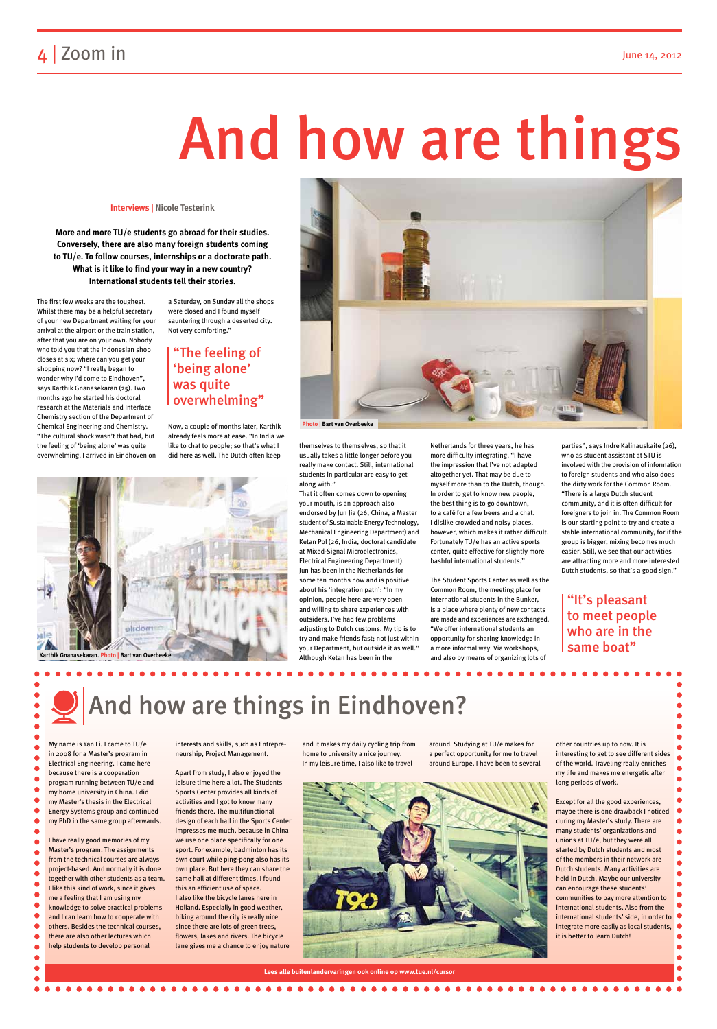# And how are things

**Interviews | Nicole Testerink**

**More and more TU/e students go abroad for their studies. Conversely, there are also many foreign students coming to TU/e. To follow courses, internships or a doctorate path. What is it like to find your way in a new country? International students tell their stories.**

The first few weeks are the toughest. Whilst there may be a helpful secretary of your new Department waiting for your arrival at the airport or the train station, after that you are on your own. Nobody who told you that the Indonesian shop closes at six; where can you get your shopping now? "I really began to wonder why I'd come to Eindhoven", says Karthik Gnanasekaran (25). Two months ago he started his doctoral research at the Materials and Interface Chemistry section of the Department of Chemical Engineering and Chemistry. "The cultural shock wasn't that bad, but the feeling of 'being alone' was quite overwhelming. I arrived in Eindhoven on a Saturday, on Sunday all the shops were closed and I found myself sauntering through a deserted city. Not very comforting."

> "The feeling of 'being alone' was quite overwhelming"

Now, a couple of months later, Karthik already feels more at ease. "In India we like to chat to people; so that's what I did here as well. The Dutch often keep themselves to themselves, so that it usually takes a little longer before you really make contact. Still, international students in particular are easy to get along with."

Photo | Bart van Overbeeke

Karthik Gnanasekaran. Photo | Bart van Overbeeke

That it often comes down to opening your mouth, is an approach also endorsed by Jun Jia (26, China, a Master student of Sustainable Energy Technology, Mechanical Engineering Department) and Ketan Pol (26, India, doctoral candidate at Mixed-Signal Microelectronics, Electrical Engineering Department). Jun has been in the Netherlands for some ten months now and is positive about his 'integration path': "In my opinion, people here are very open and willing to share experiences with outsiders. I've had few problems adjusting to Dutch customs. My tip is to try and make friends fast; not just within your Department, but outside it as well." Although Ketan has been in the Netherlands for three years, he has more difficulty integrating. "I have the impression that I've not adapted altogether yet. That may be due to myself more than to the Dutch, though. In order to get to know new people, the best thing is to go downtown, to a café for a few beers and a chat. I dislike crowded and noisy places, however, which makes it rather difficult. Fortunately TU/e has an active sports center, quite effective for slightly more bashful international students."

The Student Sports Center as well as the Common Room, the meeting place for international students in the Bunker, is a place where plenty of new contacts are made and experiences are exchanged. "We offer international students an opportunity for sharing knowledge in a more informal way. Via workshops, and also by means of organizing lots of parties", says Indre Kalinauskaite (26), who as student assistant at STU is involved with the provision of information to foreign students and who also does the dirty work for the Common Room. "There is a large Dutch student community, and it is often difficult for foreigners to join in. The Common Room is our starting point to try and create a stable international community, for if the group is bigger, mixing becomes much easier. Still, we see that our activities are attracting more and more interested Dutch students, so that's a good sign."

> "It's pleasant to meet people who are in the same boat"

## And how are things in Eindhoven?

My name is Yan Li. I came to TU/e in 2008 for a Master's program in Electrical Engineering. I came here because there is a cooperation program running between TU/e and my home university in China. I did my Master's thesis in the Electrical Energy Systems group and continued my PhD in the same group afterwards.

I have really good memories of my Master's program. The assignments from the technical courses are always project-based. And normally it is done together with other students as a team. I like this kind of work, since it gives me a feeling that I am using my knowledge to solve practical problems and I can learn how to cooperate with others. Besides the technical courses, there are also other lectures which help students to develop personal interests and skills, such as Entrepreneurship, Project Management.

Apart from study, I also enjoyed the leisure time here a lot. The Students Sports Center provides all kinds of activities and I got to know many friends there. The multifunctional design of each hall in the Sports Center impresses me much, because in China we use one place specifically for one sport. For example, badminton has its own court while ping-pong also has its own place. But here they can share the same hall at different times. I found this an efficient use of space.
I also like the bicycle lanes here in Holland. Especially in good weather, biking around the city is really nice since there are lots of green trees, flowers, lakes and rivers. The bicycle lane gives me a chance to enjoy nature and it makes my daily cycling trip from home to university a nice journey.
In my leisure time, I also like to travel around. Studying at TU/e makes for a perfect opportunity for me to travel around Europe. I have been to several other countries up to now. It is interesting to get to see different sides of the world. Traveling really enriches my life and makes me energetic after long periods of work.

Except for all the good experiences, maybe there is one drawback I noticed during my Master's study. There are many students' organizations and unions at TU/e, but they were all started by Dutch students and most of the members in their network are Dutch students. Many activities are held in Dutch. Maybe our university can encourage these students' communities to pay more attention to international students. Also from the international students' side, in order to integrate more easily as local students, it is better to learn Dutch!

**Lees alle buitenlandervaringen ook online op www.tue.nl/cursor**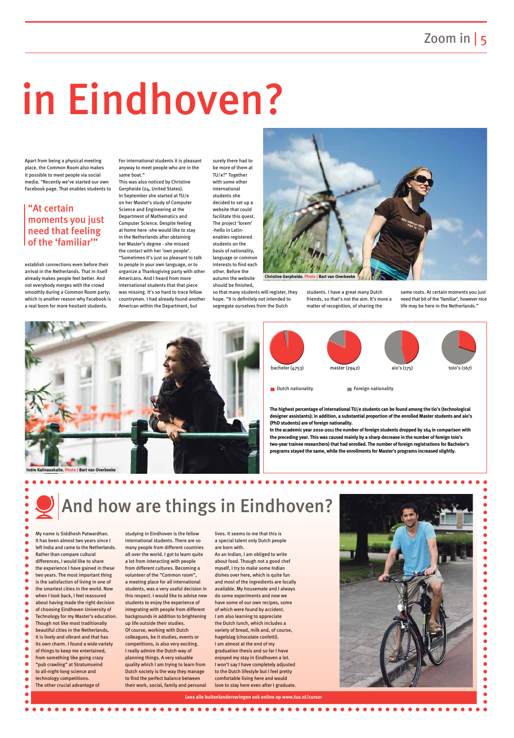# in Eindhoven?

Apart from being a physical meeting place, the Common Room also makes it possible to meet people via social media. "Recently we've started our own Facebook page. That enables students to establish connections even before their arrival in the Netherlands. That in itself already makes people feel better. And not everybody merges with the crowd smoothly during a Common Room party; which is another reason why Facebook is a real boon for more hesitant students.

> "At certain moments you just need that feeling of the 'familiar'"

For international students it is pleasant anyway to meet people who are in the same boat."

This was also noticed by Christine Gerpheide (24, United States). In September she started at TU/e on her Master's study of Computer Science and Engineering at the Department of Mathematics and Computer Science. Despite feeling at home here -she would like to stay in the Netherlands after obtaining her Master's degree - she missed the contact with her 'own people'. "Sometimes it's just so pleasant to talk to people in your own language, or to organize a Thanksgiving party with other Americans. And I heard from more international students that that piece was missing. It's so hard to trace fellow countrymen. I had already found another American within the Department, but surely there had to be more of them at TU/e?" Together with some other international students she decided to set up a website that could facilitate this quest. The project 'lorem' -hello in Latin- enables registered students on the basis of nationality, language or common interests to find each other. Before the autumn the website should be finished, so that many students will register, they hope. "It is definitely not intended to segregate ourselves from the Dutch students. I have a great many Dutch friends, so that's not the aim. It's more a matter of recognition, of sharing the same roots. At certain moments you just need that bit of the 'familiar', however nice life may be here in the Netherlands."

Christine Gerpheide. Photo | Bart van Overbeeke

Indre Kalinauskaite. Photo | Bart van Overbeeke

bachelor (4753)
master (2942)
aio's (175)
toio's (167)

Dutch nationality
Foreign nationality

**The highest percentage of international TU/e students can be found among the tio's (technological designer assistants); in addition, a substantial proportion of the enrolled Master students and aio's (PhD students) are of foreign nationality.**
**In the academic year 2010-2011 the number of foreign students dropped by 164 in comparison with the preceding year. This was caused mainly by a sharp decrease in the number of foreign toio's two-year trainee researchers) that had enrolled. The number of foreign registrations for Bachelor's programs stayed the same, while the enrollments for Master's programs increased slightly.**

## And how are things in Eindhoven?

My name is Siddhesh Patwardhan. It has been almost two years since I left India and came to the Netherlands. Rather than compare cultural differences, I would like to share the experience I have gained in these two years. The most important thing is the satisfaction of living in one of the smartest cities in the world. Now when I look back, I feel reassured about having made the right decision of choosing Eindhoven University of Technology for my Master's education. Though not like most traditionally beautiful cities in the Netherlands, it is lively and vibrant and that has its own charm. I found a wide variety of things to keep me entertained, from something like going crazy "pub crawling" at Stratumseind to all-night-long science and technology competitions.

The other crucial advantage of studying in Eindhoven is the fellow international students. There are so many people from different countries all over the world. I got to learn quite a lot from interacting with people from different cultures. Becoming a volunteer of the "Common room", a meeting place for all international students, was a very useful decision in this respect. I would like to advise new students to enjoy the experience of integrating with people from different backgrounds in addition to brightening up life outside their studies.

Of course, working with Dutch colleagues, be it studies, events or competitions, is also very exciting. I really admire the Dutch way of planning things. A very valuable quality which I am trying to learn from Dutch society is the way they manage to find the perfect balance between their work, social, family and personal lives. It seems to me that this is a special talent only Dutch people are born with.

As an Indian, I am obliged to write about food. Though not a good chef myself, I try to make some Indian dishes over here, which is quite fun and most of the ingredients are locally available. My housemate and I always do some experiments and now we have some of our own recipes, some of which were found by accident. I am also learning to appreciate the Dutch lunch, which includes a variety of bread, milk and, of course, hagelslag (chocolate confetti).

I am almost at the end of my graduation thesis and so far I have enjoyed my stay in Eindhoven a lot. I won't say I have completely adjusted to the Dutch lifestyle but I feel pretty comfortable living here and would love to stay here even after I graduate.

**Lees alle buitenlandervaringen ook online op www.tue.nl/cursor**